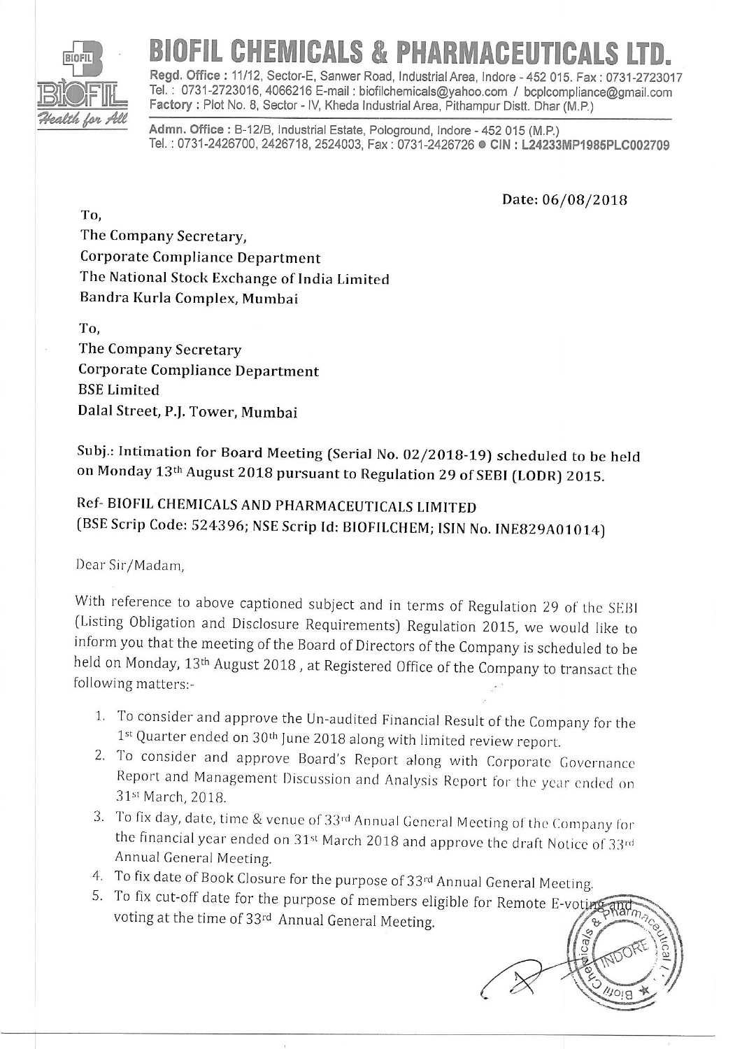# BIOFIL CHEMICALS & PHARMACEUTICALS LTD.

**Regd. Office :** 11/12, Sector-E, Sanwer Road, Industrial Area, Indore - 452 015. Fax : 0731-2723017
Tel. : 0731-2723016, 4066216 E-mail : biofilchemicals@yahoo.com / bcplcompliance@gmail.com
**Factory :** Plot No. 8, Sector - IV, Kheda Industrial Area, Pithampur Distt. Dhar (M.P.)

**Admn. Office :** B-12/B, Industrial Estate, Pologround, Indore - 452 015 (M.P.)
Tel. : 0731-2426700, 2426718, 2524003, Fax : 0731-2426726 ● **CIN : L24233MP1985PLC002709**

*Health for All*

Date: 06/08/2018

To,
The Company Secretary,
Corporate Compliance Department
The National Stock Exchange of India Limited
Bandra Kurla Complex, Mumbai

To,
The Company Secretary
Corporate Compliance Department
BSE Limited
Dalal Street, P.J. Tower, Mumbai

Subj.: Intimation for Board Meeting (Serial No. 02/2018-19) scheduled to be held on Monday 13th August 2018 pursuant to Regulation 29 of SEBI (LODR) 2015.

Ref- BIOFIL CHEMICALS AND PHARMACEUTICALS LIMITED
(BSE Scrip Code: 524396; NSE Scrip Id: BIOFILCHEM; ISIN No. INE829A01014)

Dear Sir/Madam,

With reference to above captioned subject and in terms of Regulation 29 of the SEBI (Listing Obligation and Disclosure Requirements) Regulation 2015, we would like to inform you that the meeting of the Board of Directors of the Company is scheduled to be held on Monday, 13th August 2018 , at Registered Office of the Company to transact the following matters:-

1. To consider and approve the Un-audited Financial Result of the Company for the 1st Quarter ended on 30th June 2018 along with limited review report.
2. To consider and approve Board's Report along with Corporate Governance Report and Management Discussion and Analysis Report for the year ended on 31st March, 2018.
3. To fix day, date, time & venue of 33rd Annual General Meeting of the Company for the financial year ended on 31st March 2018 and approve the draft Notice of 33rd Annual General Meeting.
4. To fix date of Book Closure for the purpose of 33rd Annual General Meeting.
5. To fix cut-off date for the purpose of members eligible for Remote E-voting and voting at the time of 33rd Annual General Meeting.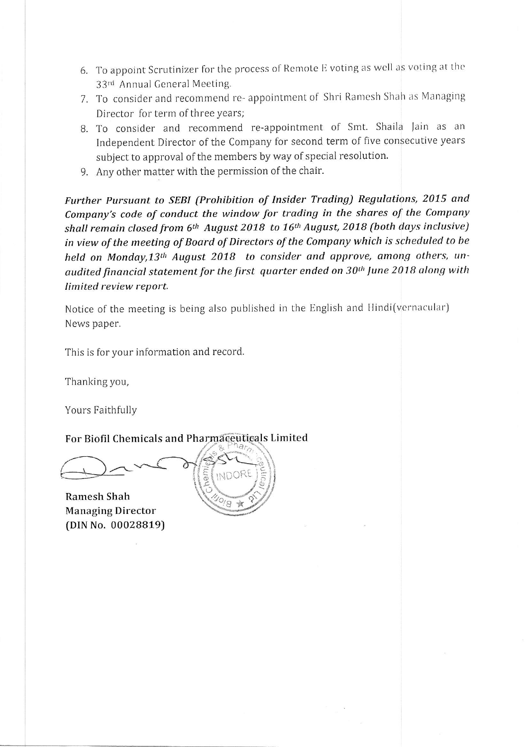6. To appoint Scrutinizer for the process of Remote E voting as well as voting at the 33rd Annual General Meeting.
7. To consider and recommend re- appointment of Shri Ramesh Shah as Managing Director for term of three years;
8. To consider and recommend re-appointment of Smt. Shaila Jain as an Independent Director of the Company for second term of five consecutive years subject to approval of the members by way of special resolution.
9. Any other matter with the permission of the chair.

***Further Pursuant to SEBI (Prohibition of Insider Trading) Regulations, 2015 and Company's code of conduct the window for trading in the shares of the Company shall remain closed from 6th August 2018 to 16th August, 2018 (both days inclusive) in view of the meeting of Board of Directors of the Company which is scheduled to be held on Monday,13th August 2018 to consider and approve, among others, un-audited financial statement for the first quarter ended on 30th June 2018 along with limited review report.***

Notice of the meeting is being also published in the English and Hindi(vernacular) News paper.

This is for your information and record.

Thanking you,

Yours Faithfully

**For Biofil Chemicals and Pharmaceuticals Limited**

**Ramesh Shah**
**Managing Director**
**(DIN No. 00028819)**